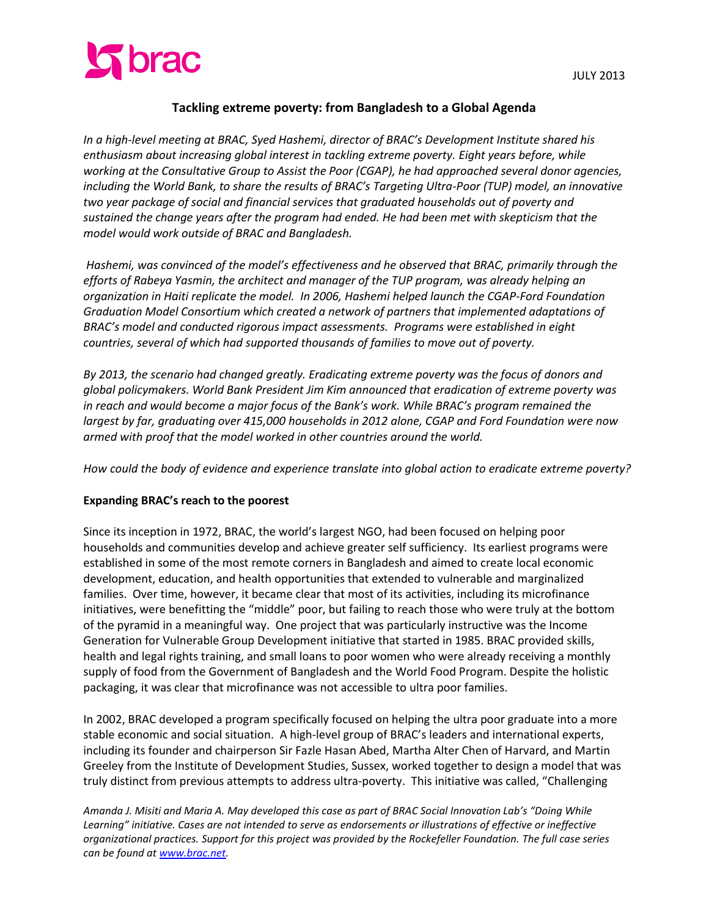JULY 2013

# Tackling extreme poverty: from Bangladesh to a Global Agenda

*In a high-level meeting at BRAC, Syed Hashemi, director of BRAC's Development Institute shared his enthusiasm about increasing global interest in tackling extreme poverty. Eight years before, while working at the Consultative Group to Assist the Poor (CGAP), he had approached several donor agencies, including the World Bank, to share the results of BRAC's Targeting Ultra-Poor (TUP) model, an innovative two year package of social and financial services that graduated households out of poverty and sustained the change years after the program had ended. He had been met with skepticism that the model would work outside of BRAC and Bangladesh.*

*Hashemi, was convinced of the model's effectiveness and he observed that BRAC, primarily through the efforts of Rabeya Yasmin, the architect and manager of the TUP program, was already helping an organization in Haiti replicate the model. In 2006, Hashemi helped launch the CGAP-Ford Foundation Graduation Model Consortium which created a network of partners that implemented adaptations of BRAC's model and conducted rigorous impact assessments. Programs were established in eight countries, several of which had supported thousands of families to move out of poverty.*

*By 2013, the scenario had changed greatly. Eradicating extreme poverty was the focus of donors and global policymakers. World Bank President Jim Kim announced that eradication of extreme poverty was in reach and would become a major focus of the Bank's work. While BRAC's program remained the largest by far, graduating over 415,000 households in 2012 alone, CGAP and Ford Foundation were now armed with proof that the model worked in other countries around the world.*

*How could the body of evidence and experience translate into global action to eradicate extreme poverty?*

## Expanding BRAC's reach to the poorest

Since its inception in 1972, BRAC, the world's largest NGO, had been focused on helping poor households and communities develop and achieve greater self sufficiency. Its earliest programs were established in some of the most remote corners in Bangladesh and aimed to create local economic development, education, and health opportunities that extended to vulnerable and marginalized families. Over time, however, it became clear that most of its activities, including its microfinance initiatives, were benefitting the "middle" poor, but failing to reach those who were truly at the bottom of the pyramid in a meaningful way. One project that was particularly instructive was the Income Generation for Vulnerable Group Development initiative that started in 1985. BRAC provided skills, health and legal rights training, and small loans to poor women who were already receiving a monthly supply of food from the Government of Bangladesh and the World Food Program. Despite the holistic packaging, it was clear that microfinance was not accessible to ultra poor families.

In 2002, BRAC developed a program specifically focused on helping the ultra poor graduate into a more stable economic and social situation. A high-level group of BRAC's leaders and international experts, including its founder and chairperson Sir Fazle Hasan Abed, Martha Alter Chen of Harvard, and Martin Greeley from the Institute of Development Studies, Sussex, worked together to design a model that was truly distinct from previous attempts to address ultra-poverty. This initiative was called, "Challenging

*Amanda J. Misiti and Maria A. May developed this case as part of BRAC Social Innovation Lab's "Doing While Learning" initiative. Cases are not intended to serve as endorsements or illustrations of effective or ineffective organizational practices. Support for this project was provided by the Rockefeller Foundation. The full case series can be found at www.brac.net.*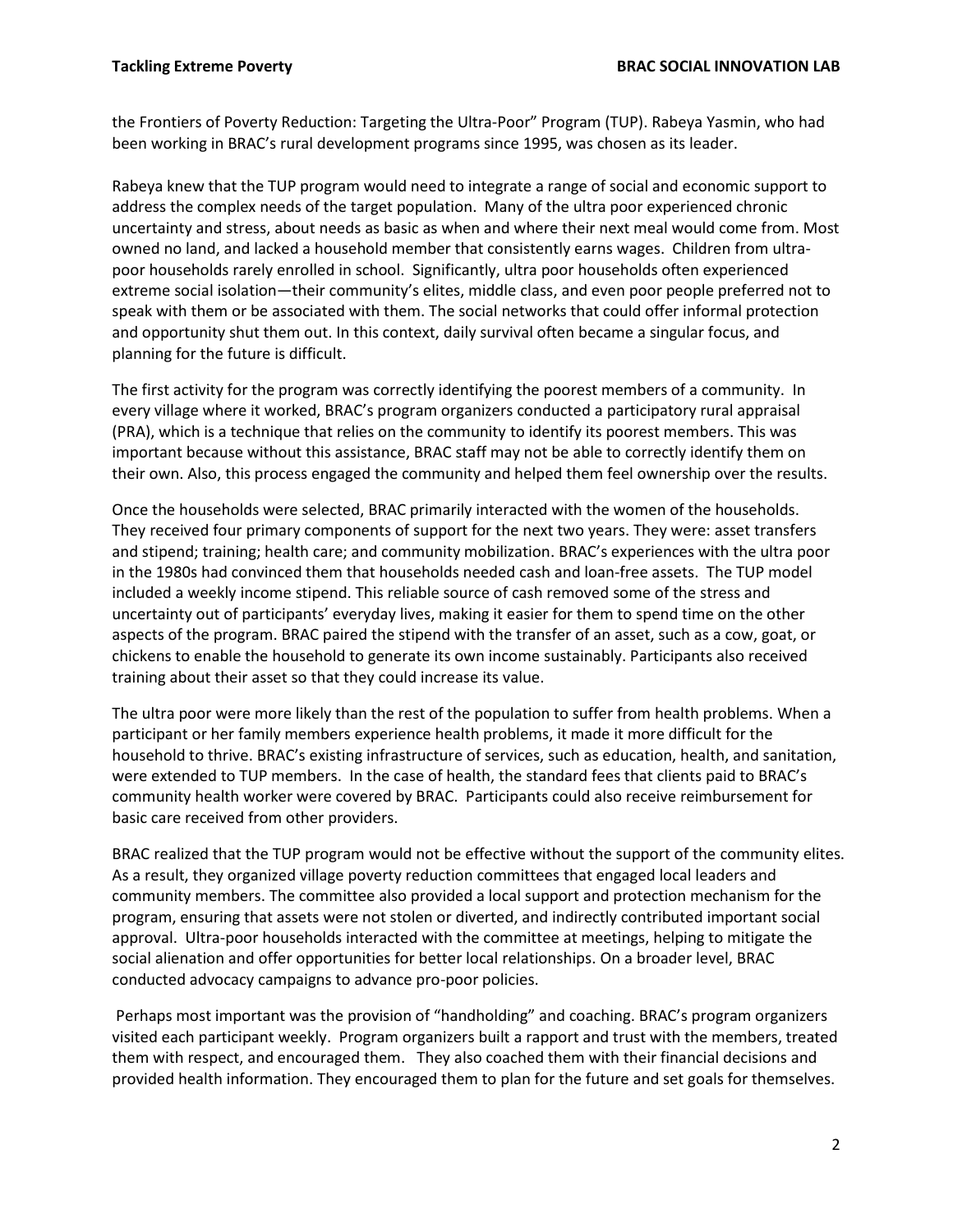the Frontiers of Poverty Reduction: Targeting the Ultra-Poor" Program (TUP). Rabeya Yasmin, who had been working in BRAC's rural development programs since 1995, was chosen as its leader.

Rabeya knew that the TUP program would need to integrate a range of social and economic support to address the complex needs of the target population. Many of the ultra poor experienced chronic uncertainty and stress, about needs as basic as when and where their next meal would come from. Most owned no land, and lacked a household member that consistently earns wages. Children from ultra-poor households rarely enrolled in school. Significantly, ultra poor households often experienced extreme social isolation—their community's elites, middle class, and even poor people preferred not to speak with them or be associated with them. The social networks that could offer informal protection and opportunity shut them out. In this context, daily survival often became a singular focus, and planning for the future is difficult.

The first activity for the program was correctly identifying the poorest members of a community. In every village where it worked, BRAC's program organizers conducted a participatory rural appraisal (PRA), which is a technique that relies on the community to identify its poorest members. This was important because without this assistance, BRAC staff may not be able to correctly identify them on their own. Also, this process engaged the community and helped them feel ownership over the results.

Once the households were selected, BRAC primarily interacted with the women of the households. They received four primary components of support for the next two years. They were: asset transfers and stipend; training; health care; and community mobilization. BRAC's experiences with the ultra poor in the 1980s had convinced them that households needed cash and loan-free assets. The TUP model included a weekly income stipend. This reliable source of cash removed some of the stress and uncertainty out of participants' everyday lives, making it easier for them to spend time on the other aspects of the program. BRAC paired the stipend with the transfer of an asset, such as a cow, goat, or chickens to enable the household to generate its own income sustainably. Participants also received training about their asset so that they could increase its value.

The ultra poor were more likely than the rest of the population to suffer from health problems. When a participant or her family members experience health problems, it made it more difficult for the household to thrive. BRAC's existing infrastructure of services, such as education, health, and sanitation, were extended to TUP members. In the case of health, the standard fees that clients paid to BRAC's community health worker were covered by BRAC. Participants could also receive reimbursement for basic care received from other providers.

BRAC realized that the TUP program would not be effective without the support of the community elites. As a result, they organized village poverty reduction committees that engaged local leaders and community members. The committee also provided a local support and protection mechanism for the program, ensuring that assets were not stolen or diverted, and indirectly contributed important social approval. Ultra-poor households interacted with the committee at meetings, helping to mitigate the social alienation and offer opportunities for better local relationships. On a broader level, BRAC conducted advocacy campaigns to advance pro-poor policies.

Perhaps most important was the provision of "handholding" and coaching. BRAC's program organizers visited each participant weekly. Program organizers built a rapport and trust with the members, treated them with respect, and encouraged them. They also coached them with their financial decisions and provided health information. They encouraged them to plan for the future and set goals for themselves.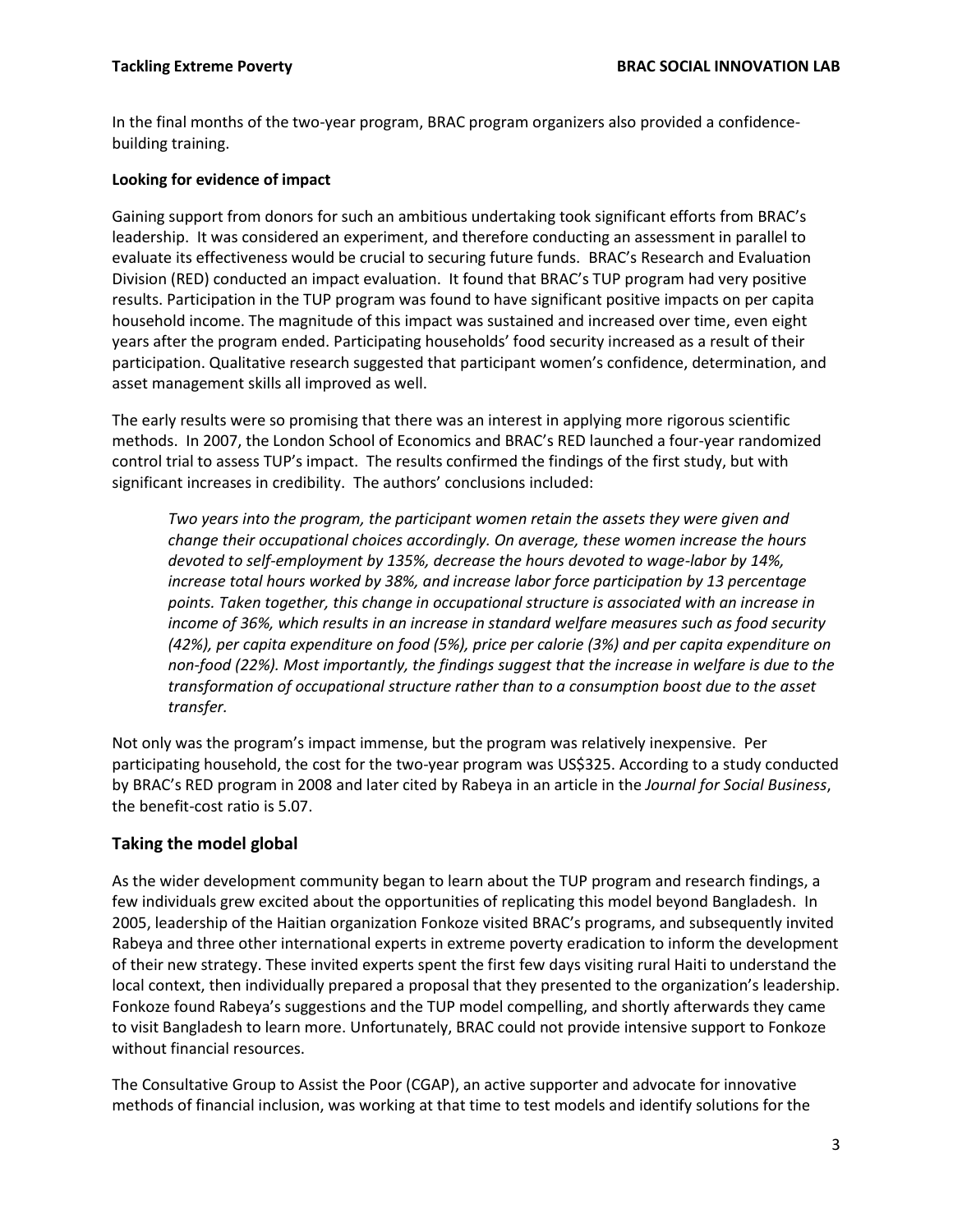In the final months of the two-year program, BRAC program organizers also provided a confidence-building training.

**Looking for evidence of impact**

Gaining support from donors for such an ambitious undertaking took significant efforts from BRAC's leadership. It was considered an experiment, and therefore conducting an assessment in parallel to evaluate its effectiveness would be crucial to securing future funds. BRAC's Research and Evaluation Division (RED) conducted an impact evaluation. It found that BRAC's TUP program had very positive results. Participation in the TUP program was found to have significant positive impacts on per capita household income. The magnitude of this impact was sustained and increased over time, even eight years after the program ended. Participating households' food security increased as a result of their participation. Qualitative research suggested that participant women's confidence, determination, and asset management skills all improved as well.

The early results were so promising that there was an interest in applying more rigorous scientific methods. In 2007, the London School of Economics and BRAC's RED launched a four-year randomized control trial to assess TUP's impact. The results confirmed the findings of the first study, but with significant increases in credibility. The authors' conclusions included:

> *Two years into the program, the participant women retain the assets they were given and change their occupational choices accordingly. On average, these women increase the hours devoted to self-employment by 135%, decrease the hours devoted to wage-labor by 14%, increase total hours worked by 38%, and increase labor force participation by 13 percentage points. Taken together, this change in occupational structure is associated with an increase in income of 36%, which results in an increase in standard welfare measures such as food security (42%), per capita expenditure on food (5%), price per calorie (3%) and per capita expenditure on non-food (22%). Most importantly, the findings suggest that the increase in welfare is due to the transformation of occupational structure rather than to a consumption boost due to the asset transfer.*

Not only was the program's impact immense, but the program was relatively inexpensive. Per participating household, the cost for the two-year program was US$325. According to a study conducted by BRAC's RED program in 2008 and later cited by Rabeya in an article in the *Journal for Social Business*, the benefit-cost ratio is 5.07.

## Taking the model global

As the wider development community began to learn about the TUP program and research findings, a few individuals grew excited about the opportunities of replicating this model beyond Bangladesh. In 2005, leadership of the Haitian organization Fonkoze visited BRAC's programs, and subsequently invited Rabeya and three other international experts in extreme poverty eradication to inform the development of their new strategy. These invited experts spent the first few days visiting rural Haiti to understand the local context, then individually prepared a proposal that they presented to the organization's leadership. Fonkoze found Rabeya's suggestions and the TUP model compelling, and shortly afterwards they came to visit Bangladesh to learn more. Unfortunately, BRAC could not provide intensive support to Fonkoze without financial resources.

The Consultative Group to Assist the Poor (CGAP), an active supporter and advocate for innovative methods of financial inclusion, was working at that time to test models and identify solutions for the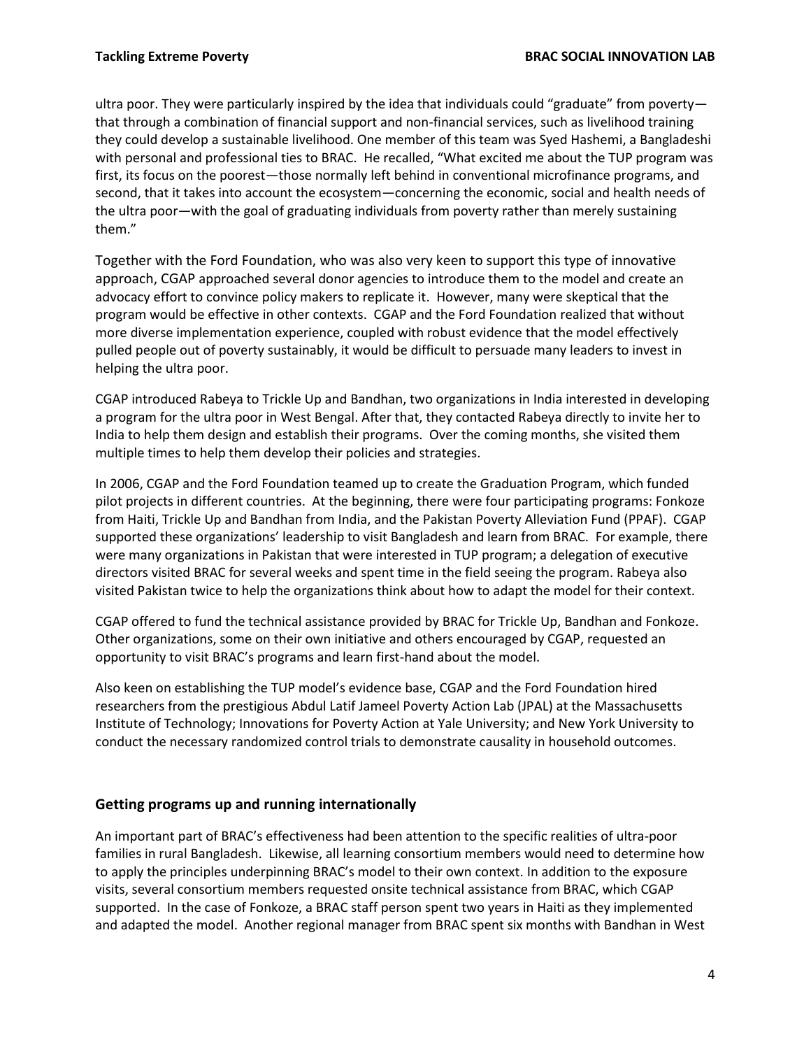ultra poor. They were particularly inspired by the idea that individuals could "graduate" from poverty—that through a combination of financial support and non-financial services, such as livelihood training they could develop a sustainable livelihood. One member of this team was Syed Hashemi, a Bangladeshi with personal and professional ties to BRAC. He recalled, "What excited me about the TUP program was first, its focus on the poorest—those normally left behind in conventional microfinance programs, and second, that it takes into account the ecosystem—concerning the economic, social and health needs of the ultra poor—with the goal of graduating individuals from poverty rather than merely sustaining them."

Together with the Ford Foundation, who was also very keen to support this type of innovative approach, CGAP approached several donor agencies to introduce them to the model and create an advocacy effort to convince policy makers to replicate it. However, many were skeptical that the program would be effective in other contexts. CGAP and the Ford Foundation realized that without more diverse implementation experience, coupled with robust evidence that the model effectively pulled people out of poverty sustainably, it would be difficult to persuade many leaders to invest in helping the ultra poor.

CGAP introduced Rabeya to Trickle Up and Bandhan, two organizations in India interested in developing a program for the ultra poor in West Bengal. After that, they contacted Rabeya directly to invite her to India to help them design and establish their programs. Over the coming months, she visited them multiple times to help them develop their policies and strategies.

In 2006, CGAP and the Ford Foundation teamed up to create the Graduation Program, which funded pilot projects in different countries. At the beginning, there were four participating programs: Fonkoze from Haiti, Trickle Up and Bandhan from India, and the Pakistan Poverty Alleviation Fund (PPAF). CGAP supported these organizations' leadership to visit Bangladesh and learn from BRAC. For example, there were many organizations in Pakistan that were interested in TUP program; a delegation of executive directors visited BRAC for several weeks and spent time in the field seeing the program. Rabeya also visited Pakistan twice to help the organizations think about how to adapt the model for their context.

CGAP offered to fund the technical assistance provided by BRAC for Trickle Up, Bandhan and Fonkoze. Other organizations, some on their own initiative and others encouraged by CGAP, requested an opportunity to visit BRAC's programs and learn first-hand about the model.

Also keen on establishing the TUP model's evidence base, CGAP and the Ford Foundation hired researchers from the prestigious Abdul Latif Jameel Poverty Action Lab (JPAL) at the Massachusetts Institute of Technology; Innovations for Poverty Action at Yale University; and New York University to conduct the necessary randomized control trials to demonstrate causality in household outcomes.

## Getting programs up and running internationally

An important part of BRAC's effectiveness had been attention to the specific realities of ultra-poor families in rural Bangladesh. Likewise, all learning consortium members would need to determine how to apply the principles underpinning BRAC's model to their own context. In addition to the exposure visits, several consortium members requested onsite technical assistance from BRAC, which CGAP supported. In the case of Fonkoze, a BRAC staff person spent two years in Haiti as they implemented and adapted the model. Another regional manager from BRAC spent six months with Bandhan in West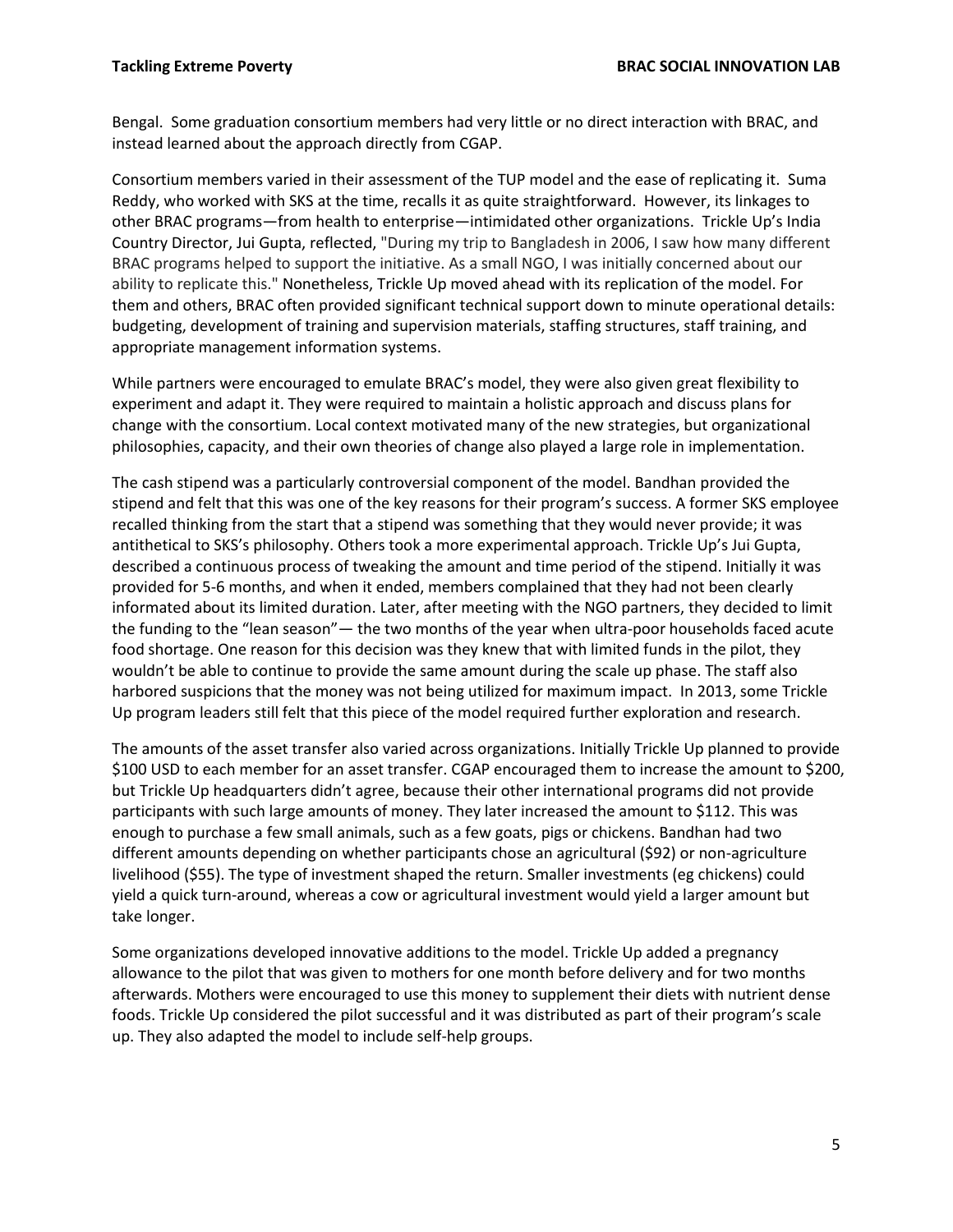Bengal. Some graduation consortium members had very little or no direct interaction with BRAC, and instead learned about the approach directly from CGAP.

Consortium members varied in their assessment of the TUP model and the ease of replicating it. Suma Reddy, who worked with SKS at the time, recalls it as quite straightforward. However, its linkages to other BRAC programs—from health to enterprise—intimidated other organizations. Trickle Up's India Country Director, Jui Gupta, reflected, "During my trip to Bangladesh in 2006, I saw how many different BRAC programs helped to support the initiative. As a small NGO, I was initially concerned about our ability to replicate this." Nonetheless, Trickle Up moved ahead with its replication of the model. For them and others, BRAC often provided significant technical support down to minute operational details: budgeting, development of training and supervision materials, staffing structures, staff training, and appropriate management information systems.

While partners were encouraged to emulate BRAC's model, they were also given great flexibility to experiment and adapt it. They were required to maintain a holistic approach and discuss plans for change with the consortium. Local context motivated many of the new strategies, but organizational philosophies, capacity, and their own theories of change also played a large role in implementation.

The cash stipend was a particularly controversial component of the model. Bandhan provided the stipend and felt that this was one of the key reasons for their program's success. A former SKS employee recalled thinking from the start that a stipend was something that they would never provide; it was antithetical to SKS's philosophy. Others took a more experimental approach. Trickle Up's Jui Gupta, described a continuous process of tweaking the amount and time period of the stipend. Initially it was provided for 5-6 months, and when it ended, members complained that they had not been clearly informated about its limited duration. Later, after meeting with the NGO partners, they decided to limit the funding to the "lean season"— the two months of the year when ultra-poor households faced acute food shortage. One reason for this decision was they knew that with limited funds in the pilot, they wouldn't be able to continue to provide the same amount during the scale up phase. The staff also harbored suspicions that the money was not being utilized for maximum impact. In 2013, some Trickle Up program leaders still felt that this piece of the model required further exploration and research.

The amounts of the asset transfer also varied across organizations. Initially Trickle Up planned to provide $100 USD to each member for an asset transfer. CGAP encouraged them to increase the amount to $200, but Trickle Up headquarters didn't agree, because their other international programs did not provide participants with such large amounts of money. They later increased the amount to $112. This was enough to purchase a few small animals, such as a few goats, pigs or chickens. Bandhan had two different amounts depending on whether participants chose an agricultural ($92) or non-agriculture livelihood ($55). The type of investment shaped the return. Smaller investments (eg chickens) could yield a quick turn-around, whereas a cow or agricultural investment would yield a larger amount but take longer.

Some organizations developed innovative additions to the model. Trickle Up added a pregnancy allowance to the pilot that was given to mothers for one month before delivery and for two months afterwards. Mothers were encouraged to use this money to supplement their diets with nutrient dense foods. Trickle Up considered the pilot successful and it was distributed as part of their program's scale up. They also adapted the model to include self-help groups.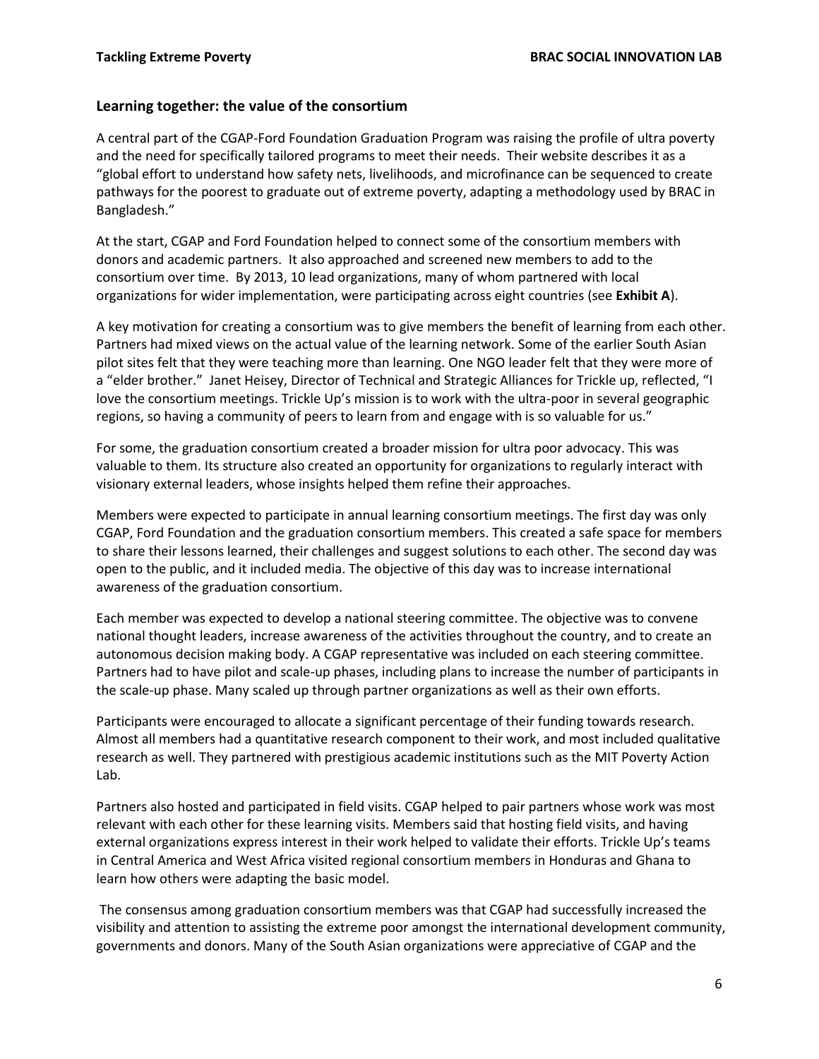## Learning together: the value of the consortium

A central part of the CGAP-Ford Foundation Graduation Program was raising the profile of ultra poverty and the need for specifically tailored programs to meet their needs. Their website describes it as a "global effort to understand how safety nets, livelihoods, and microfinance can be sequenced to create pathways for the poorest to graduate out of extreme poverty, adapting a methodology used by BRAC in Bangladesh."

At the start, CGAP and Ford Foundation helped to connect some of the consortium members with donors and academic partners. It also approached and screened new members to add to the consortium over time. By 2013, 10 lead organizations, many of whom partnered with local organizations for wider implementation, were participating across eight countries (see **Exhibit A**).

A key motivation for creating a consortium was to give members the benefit of learning from each other. Partners had mixed views on the actual value of the learning network. Some of the earlier South Asian pilot sites felt that they were teaching more than learning. One NGO leader felt that they were more of a "elder brother." Janet Heisey, Director of Technical and Strategic Alliances for Trickle up, reflected, "I love the consortium meetings. Trickle Up's mission is to work with the ultra-poor in several geographic regions, so having a community of peers to learn from and engage with is so valuable for us."

For some, the graduation consortium created a broader mission for ultra poor advocacy. This was valuable to them. Its structure also created an opportunity for organizations to regularly interact with visionary external leaders, whose insights helped them refine their approaches.

Members were expected to participate in annual learning consortium meetings. The first day was only CGAP, Ford Foundation and the graduation consortium members. This created a safe space for members to share their lessons learned, their challenges and suggest solutions to each other. The second day was open to the public, and it included media. The objective of this day was to increase international awareness of the graduation consortium.

Each member was expected to develop a national steering committee. The objective was to convene national thought leaders, increase awareness of the activities throughout the country, and to create an autonomous decision making body. A CGAP representative was included on each steering committee. Partners had to have pilot and scale-up phases, including plans to increase the number of participants in the scale-up phase. Many scaled up through partner organizations as well as their own efforts.

Participants were encouraged to allocate a significant percentage of their funding towards research. Almost all members had a quantitative research component to their work, and most included qualitative research as well. They partnered with prestigious academic institutions such as the MIT Poverty Action Lab.

Partners also hosted and participated in field visits. CGAP helped to pair partners whose work was most relevant with each other for these learning visits. Members said that hosting field visits, and having external organizations express interest in their work helped to validate their efforts. Trickle Up's teams in Central America and West Africa visited regional consortium members in Honduras and Ghana to learn how others were adapting the basic model.

The consensus among graduation consortium members was that CGAP had successfully increased the visibility and attention to assisting the extreme poor amongst the international development community, governments and donors. Many of the South Asian organizations were appreciative of CGAP and the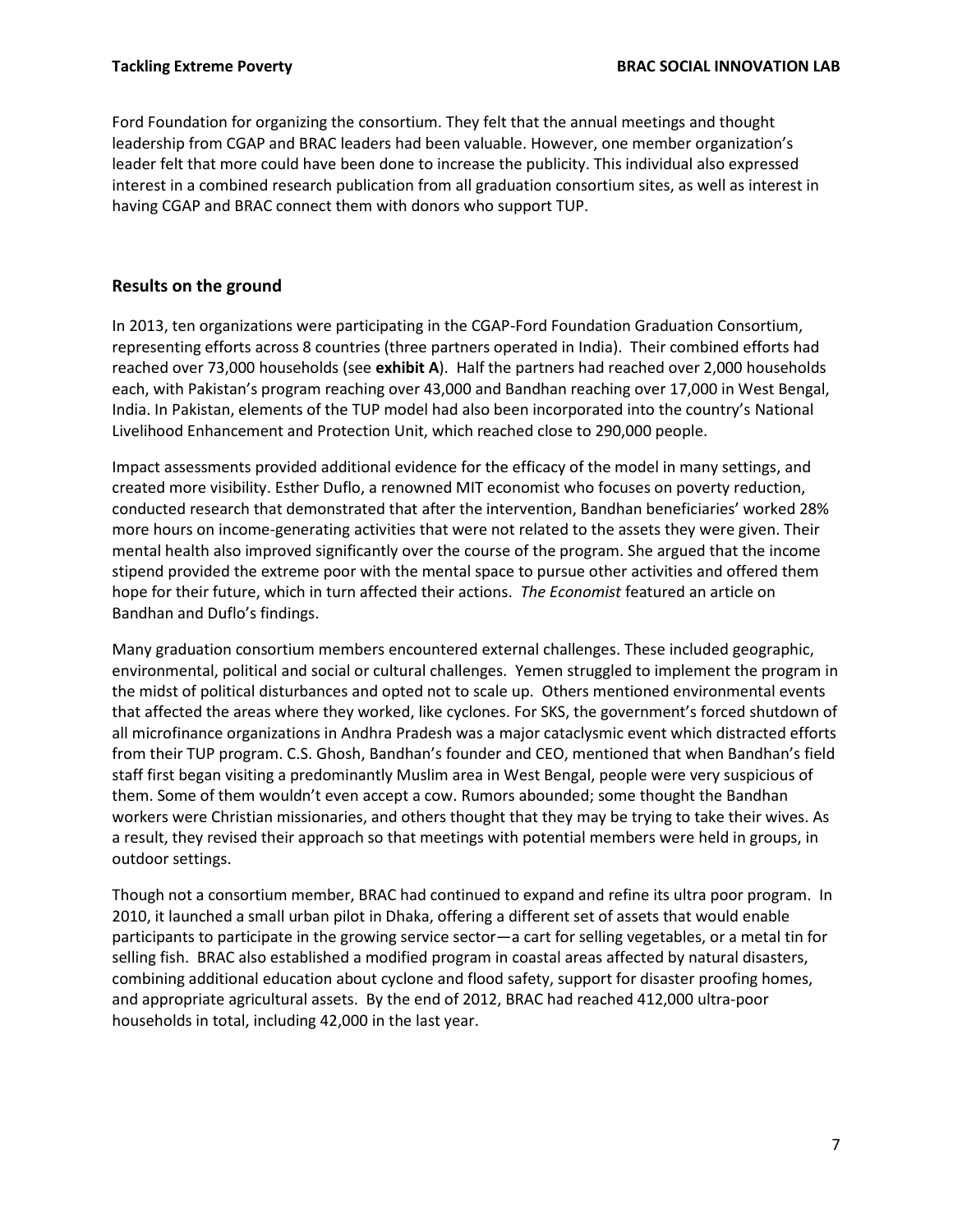Ford Foundation for organizing the consortium. They felt that the annual meetings and thought leadership from CGAP and BRAC leaders had been valuable. However, one member organization's leader felt that more could have been done to increase the publicity. This individual also expressed interest in a combined research publication from all graduation consortium sites, as well as interest in having CGAP and BRAC connect them with donors who support TUP.

## Results on the ground

In 2013, ten organizations were participating in the CGAP-Ford Foundation Graduation Consortium, representing efforts across 8 countries (three partners operated in India). Their combined efforts had reached over 73,000 households (see **exhibit A**). Half the partners had reached over 2,000 households each, with Pakistan's program reaching over 43,000 and Bandhan reaching over 17,000 in West Bengal, India. In Pakistan, elements of the TUP model had also been incorporated into the country's National Livelihood Enhancement and Protection Unit, which reached close to 290,000 people.

Impact assessments provided additional evidence for the efficacy of the model in many settings, and created more visibility. Esther Duflo, a renowned MIT economist who focuses on poverty reduction, conducted research that demonstrated that after the intervention, Bandhan beneficiaries' worked 28% more hours on income-generating activities that were not related to the assets they were given. Their mental health also improved significantly over the course of the program. She argued that the income stipend provided the extreme poor with the mental space to pursue other activities and offered them hope for their future, which in turn affected their actions. *The Economist* featured an article on Bandhan and Duflo's findings.

Many graduation consortium members encountered external challenges. These included geographic, environmental, political and social or cultural challenges. Yemen struggled to implement the program in the midst of political disturbances and opted not to scale up. Others mentioned environmental events that affected the areas where they worked, like cyclones. For SKS, the government's forced shutdown of all microfinance organizations in Andhra Pradesh was a major cataclysmic event which distracted efforts from their TUP program. C.S. Ghosh, Bandhan's founder and CEO, mentioned that when Bandhan's field staff first began visiting a predominantly Muslim area in West Bengal, people were very suspicious of them. Some of them wouldn't even accept a cow. Rumors abounded; some thought the Bandhan workers were Christian missionaries, and others thought that they may be trying to take their wives. As a result, they revised their approach so that meetings with potential members were held in groups, in outdoor settings.

Though not a consortium member, BRAC had continued to expand and refine its ultra poor program. In 2010, it launched a small urban pilot in Dhaka, offering a different set of assets that would enable participants to participate in the growing service sector—a cart for selling vegetables, or a metal tin for selling fish. BRAC also established a modified program in coastal areas affected by natural disasters, combining additional education about cyclone and flood safety, support for disaster proofing homes, and appropriate agricultural assets. By the end of 2012, BRAC had reached 412,000 ultra-poor households in total, including 42,000 in the last year.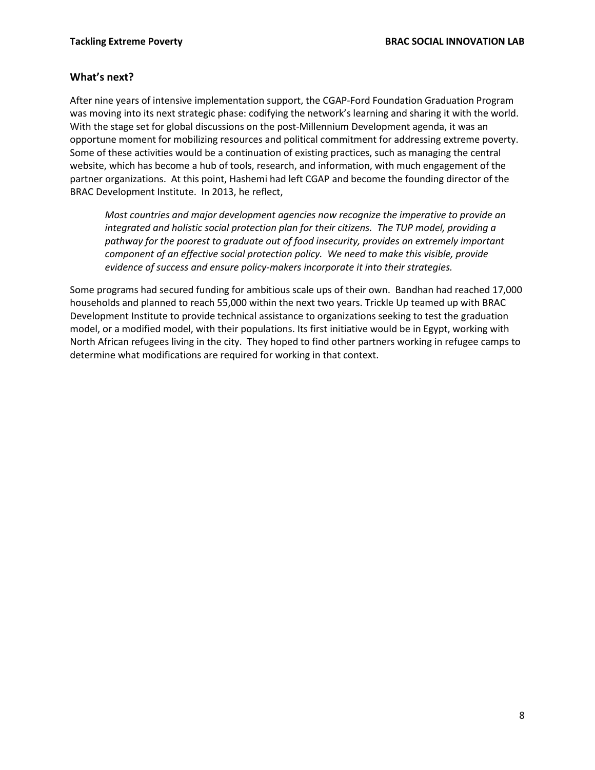## What's next?

After nine years of intensive implementation support, the CGAP-Ford Foundation Graduation Program was moving into its next strategic phase: codifying the network's learning and sharing it with the world. With the stage set for global discussions on the post-Millennium Development agenda, it was an opportune moment for mobilizing resources and political commitment for addressing extreme poverty. Some of these activities would be a continuation of existing practices, such as managing the central website, which has become a hub of tools, research, and information, with much engagement of the partner organizations. At this point, Hashemi had left CGAP and become the founding director of the BRAC Development Institute. In 2013, he reflect,

> *Most countries and major development agencies now recognize the imperative to provide an integrated and holistic social protection plan for their citizens. The TUP model, providing a pathway for the poorest to graduate out of food insecurity, provides an extremely important component of an effective social protection policy. We need to make this visible, provide evidence of success and ensure policy-makers incorporate it into their strategies.*

Some programs had secured funding for ambitious scale ups of their own. Bandhan had reached 17,000 households and planned to reach 55,000 within the next two years. Trickle Up teamed up with BRAC Development Institute to provide technical assistance to organizations seeking to test the graduation model, or a modified model, with their populations. Its first initiative would be in Egypt, working with North African refugees living in the city. They hoped to find other partners working in refugee camps to determine what modifications are required for working in that context.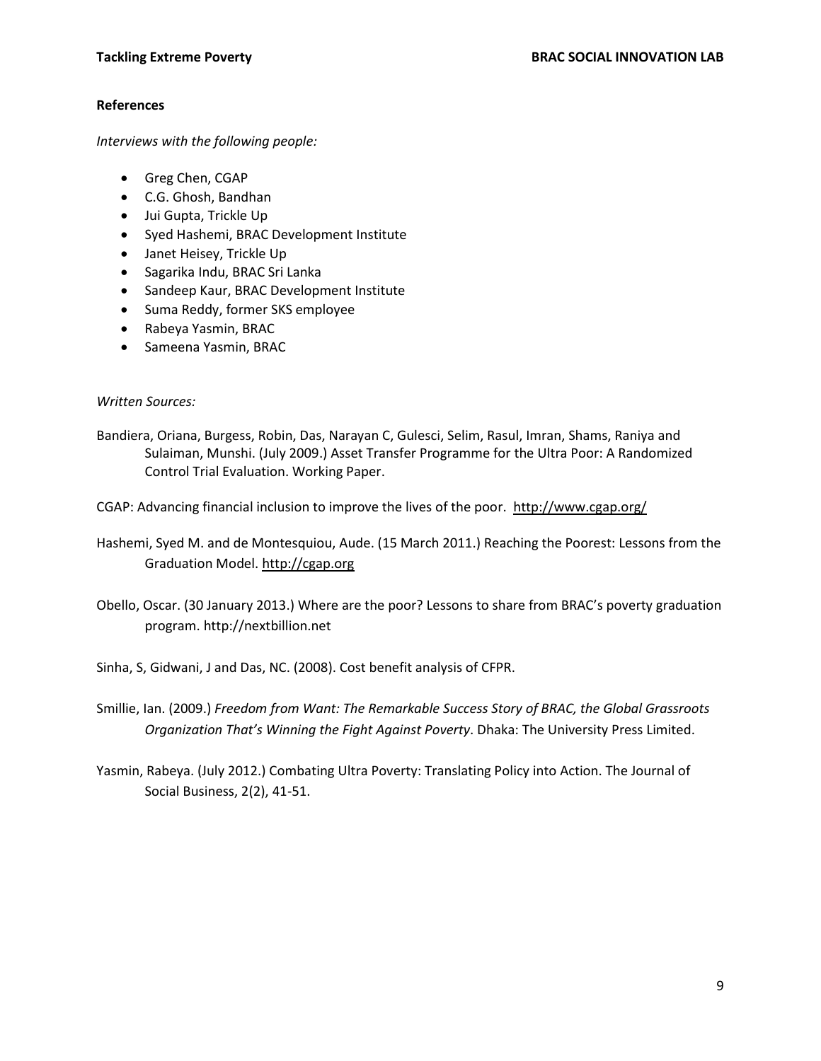**References**

*Interviews with the following people:*

- Greg Chen, CGAP
- C.G. Ghosh, Bandhan
- Jui Gupta, Trickle Up
- Syed Hashemi, BRAC Development Institute
- Janet Heisey, Trickle Up
- Sagarika Indu, BRAC Sri Lanka
- Sandeep Kaur, BRAC Development Institute
- Suma Reddy, former SKS employee
- Rabeya Yasmin, BRAC
- Sameena Yasmin, BRAC

*Written Sources:*

Bandiera, Oriana, Burgess, Robin, Das, Narayan C, Gulesci, Selim, Rasul, Imran, Shams, Raniya and Sulaiman, Munshi. (July 2009.) Asset Transfer Programme for the Ultra Poor: A Randomized Control Trial Evaluation. Working Paper.

CGAP: Advancing financial inclusion to improve the lives of the poor. http://www.cgap.org/

Hashemi, Syed M. and de Montesquiou, Aude. (15 March 2011.) Reaching the Poorest: Lessons from the Graduation Model. http://cgap.org

Obello, Oscar. (30 January 2013.) Where are the poor? Lessons to share from BRAC's poverty graduation program. http://nextbillion.net

Sinha, S, Gidwani, J and Das, NC. (2008). Cost benefit analysis of CFPR.

Smillie, Ian. (2009.) *Freedom from Want: The Remarkable Success Story of BRAC, the Global Grassroots Organization That's Winning the Fight Against Poverty*. Dhaka: The University Press Limited.

Yasmin, Rabeya. (July 2012.) Combating Ultra Poverty: Translating Policy into Action. The Journal of Social Business, 2(2), 41-51.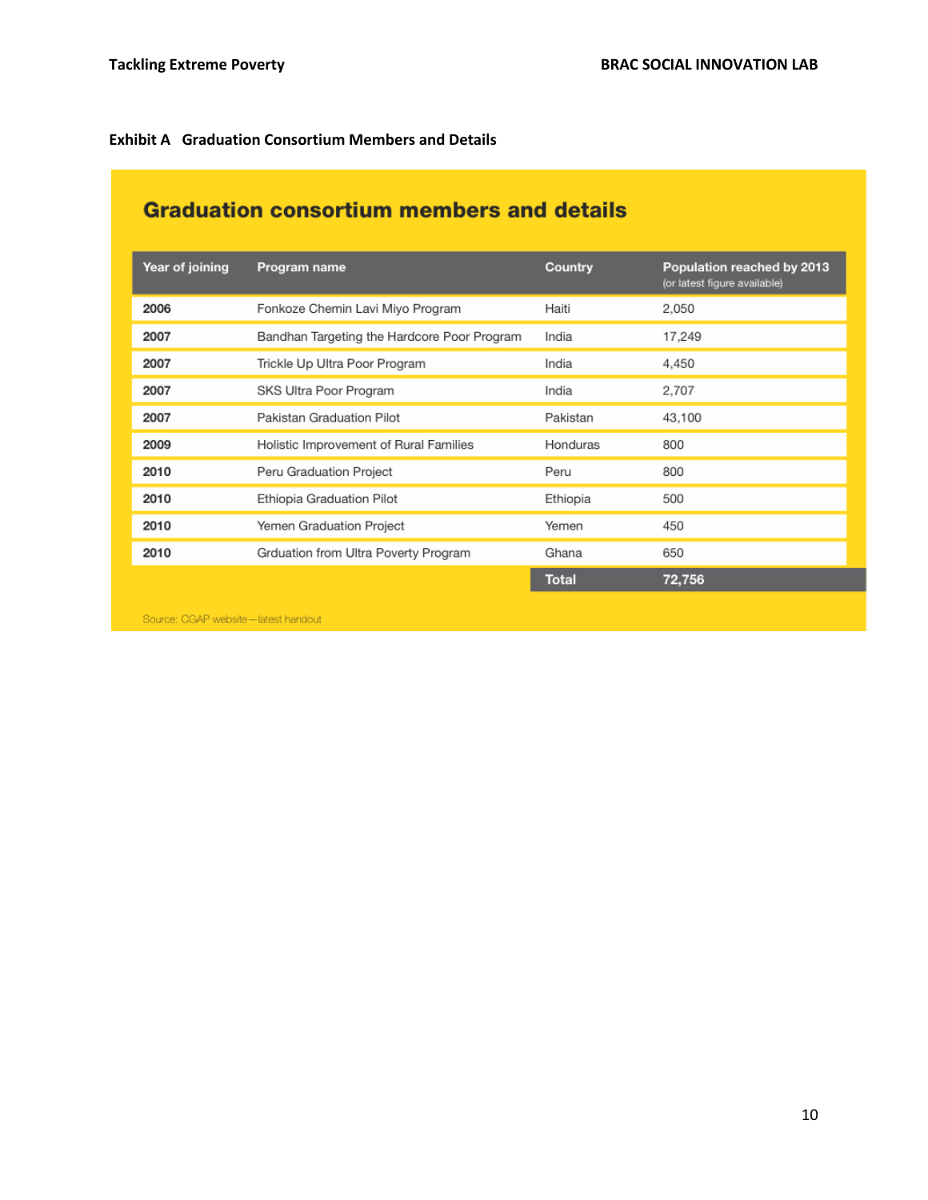**Exhibit A Graduation Consortium Members and Details**

## Graduation consortium members and details

| Year of joining | Program name | Country | Population reached by 2013 (or latest figure available) |
|---|---|---|---|
| 2006 | Fonkoze Chemin Lavi Miyo Program | Haiti | 2,050 |
| 2007 | Bandhan Targeting the Hardcore Poor Program | India | 17,249 |
| 2007 | Trickle Up Ultra Poor Program | India | 4,450 |
| 2007 | SKS Ultra Poor Program | India | 2,707 |
| 2007 | Pakistan Graduation Pilot | Pakistan | 43,100 |
| 2009 | Holistic Improvement of Rural Families | Honduras | 800 |
| 2010 | Peru Graduation Project | Peru | 800 |
| 2010 | Ethiopia Graduation Pilot | Ethiopia | 500 |
| 2010 | Yemen Graduation Project | Yemen | 450 |
| 2010 | Grduation from Ultra Poverty Program | Ghana | 650 |
| | | **Total** | **72,756** |

Source: CGAP website—latest handout